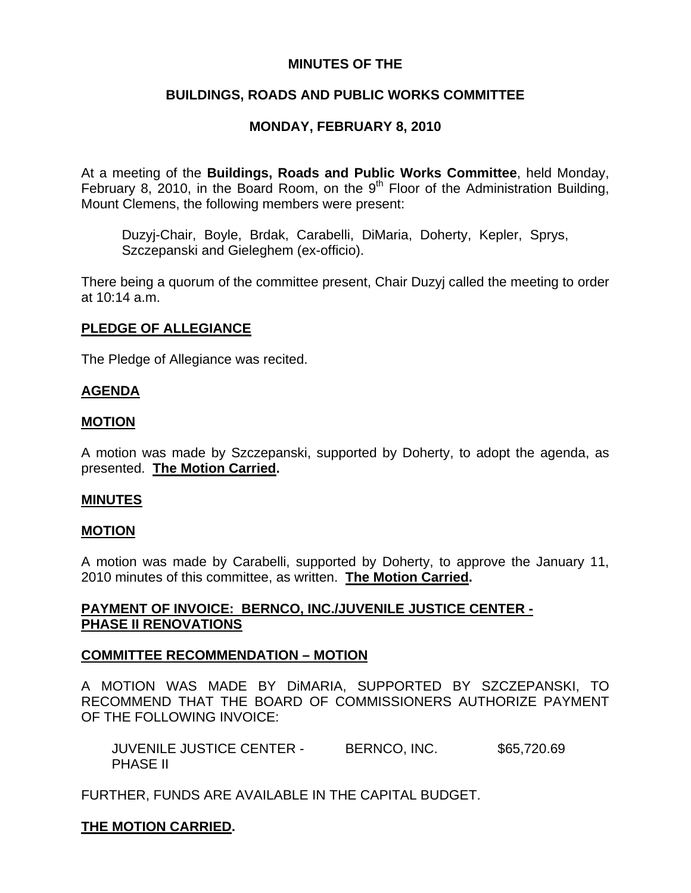# MINUTES OF THE

## BUILDINGS, ROADS AND PUBLIC WORKS COMMITTEE

## MONDAY, FEBRUARY 8, 2010

At a meeting of the **Buildings, Roads and Public Works Committee**, held Monday, February 8, 2010, in the Board Room, on the 9th Floor of the Administration Building, Mount Clemens, the following members were present:

> Duzyj-Chair, Boyle, Brdak, Carabelli, DiMaria, Doherty, Kepler, Sprys, Szczepanski and Gieleghem (ex-officio).

There being a quorum of the committee present, Chair Duzyj called the meeting to order at 10:14 a.m.

**PLEDGE OF ALLEGIANCE**

The Pledge of Allegiance was recited.

**AGENDA**

**MOTION**

A motion was made by Szczepanski, supported by Doherty, to adopt the agenda, as presented. **The Motion Carried.**

**MINUTES**

**MOTION**

A motion was made by Carabelli, supported by Doherty, to approve the January 11, 2010 minutes of this committee, as written. **The Motion Carried.**

**PAYMENT OF INVOICE: BERNCO, INC./JUVENILE JUSTICE CENTER - PHASE II RENOVATIONS**

**COMMITTEE RECOMMENDATION – MOTION**

A MOTION WAS MADE BY DiMARIA, SUPPORTED BY SZCZEPANSKI, TO RECOMMEND THAT THE BOARD OF COMMISSIONERS AUTHORIZE PAYMENT OF THE FOLLOWING INVOICE:

| | | |
|---|---|---|
| JUVENILE JUSTICE CENTER - PHASE II | BERNCO, INC. | $65,720.69 |

FURTHER, FUNDS ARE AVAILABLE IN THE CAPITAL BUDGET.

**THE MOTION CARRIED.**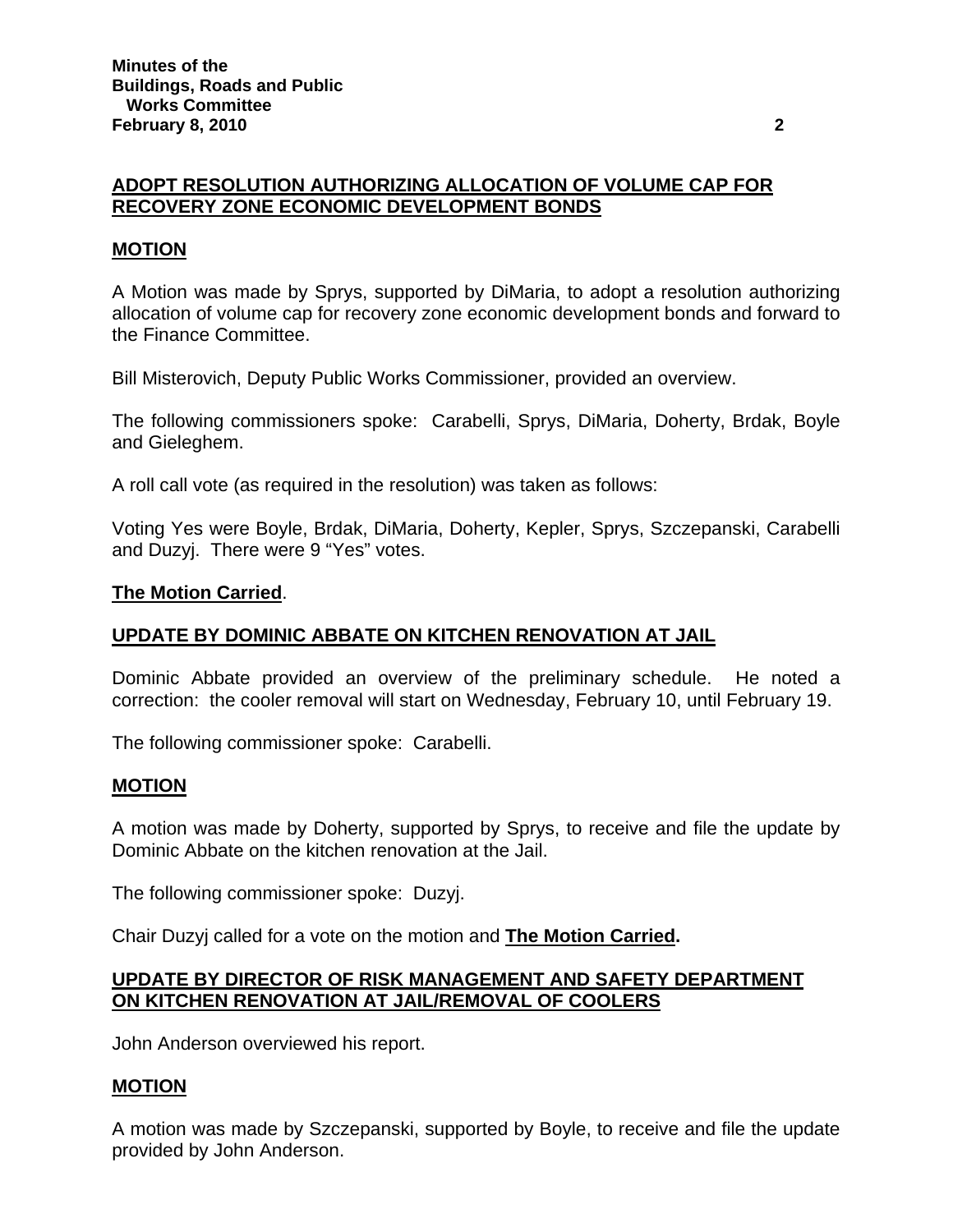## ADOPT RESOLUTION AUTHORIZING ALLOCATION OF VOLUME CAP FOR RECOVERY ZONE ECONOMIC DEVELOPMENT BONDS

### MOTION

A Motion was made by Sprys, supported by DiMaria, to adopt a resolution authorizing allocation of volume cap for recovery zone economic development bonds and forward to the Finance Committee.

Bill Misterovich, Deputy Public Works Commissioner, provided an overview.

The following commissioners spoke: Carabelli, Sprys, DiMaria, Doherty, Brdak, Boyle and Gieleghem.

A roll call vote (as required in the resolution) was taken as follows:

Voting Yes were Boyle, Brdak, DiMaria, Doherty, Kepler, Sprys, Szczepanski, Carabelli and Duzyj. There were 9 "Yes" votes.

**The Motion Carried**.

## UPDATE BY DOMINIC ABBATE ON KITCHEN RENOVATION AT JAIL

Dominic Abbate provided an overview of the preliminary schedule. He noted a correction: the cooler removal will start on Wednesday, February 10, until February 19.

The following commissioner spoke: Carabelli.

### MOTION

A motion was made by Doherty, supported by Sprys, to receive and file the update by Dominic Abbate on the kitchen renovation at the Jail.

The following commissioner spoke: Duzyj.

Chair Duzyj called for a vote on the motion and **The Motion Carried.**

## UPDATE BY DIRECTOR OF RISK MANAGEMENT AND SAFETY DEPARTMENT ON KITCHEN RENOVATION AT JAIL/REMOVAL OF COOLERS

John Anderson overviewed his report.

### MOTION

A motion was made by Szczepanski, supported by Boyle, to receive and file the update provided by John Anderson.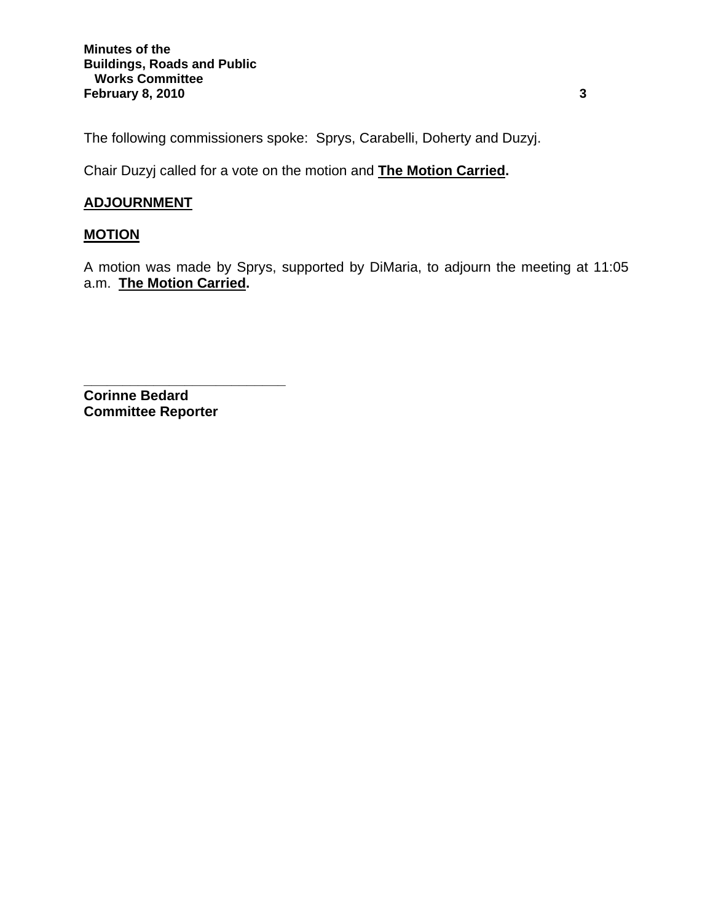The following commissioners spoke: Sprys, Carabelli, Doherty and Duzyj.

Chair Duzyj called for a vote on the motion and **The Motion Carried.**

**ADJOURNMENT**

**MOTION**

A motion was made by Sprys, supported by DiMaria, to adjourn the meeting at 11:05 a.m. **The Motion Carried.**

\_\_\_\_\_\_\_\_\_\_\_\_\_\_\_\_\_\_\_\_\_\_\_\_\_\_\_

**Corinne Bedard**
**Committee Reporter**